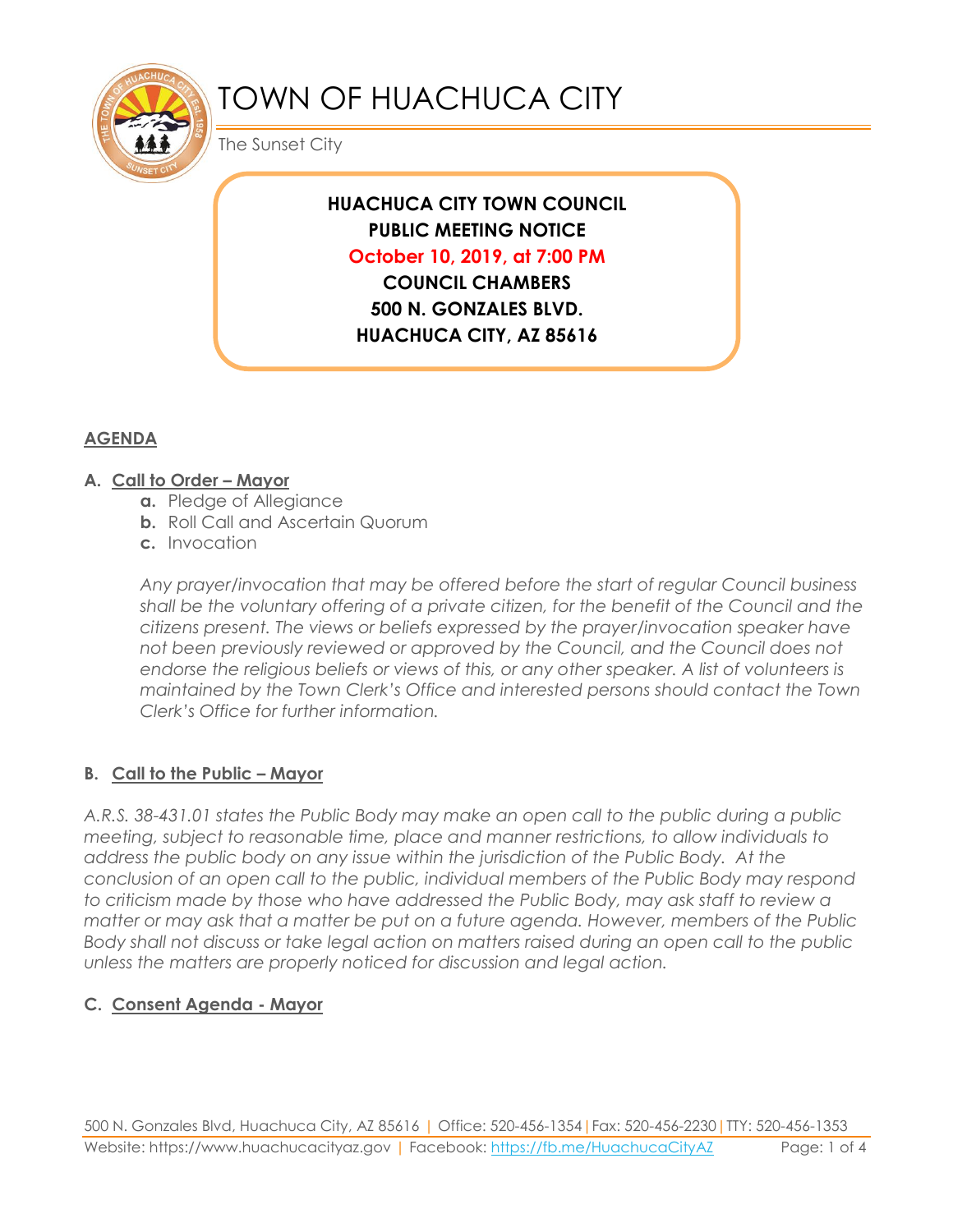# TOWN OF HUACHUCA CITY

The Sunset City

**HUACHUCA CITY TOWN COUNCIL**
**PUBLIC MEETING NOTICE**
**October 10, 2019, at 7:00 PM**
**COUNCIL CHAMBERS**
**500 N. GONZALES BLVD.**
**HUACHUCA CITY, AZ 85616**

## AGENDA

### A. Call to Order – Mayor

- **a.** Pledge of Allegiance
- **b.** Roll Call and Ascertain Quorum
- **c.** Invocation

*Any prayer/invocation that may be offered before the start of regular Council business shall be the voluntary offering of a private citizen, for the benefit of the Council and the citizens present. The views or beliefs expressed by the prayer/invocation speaker have not been previously reviewed or approved by the Council, and the Council does not endorse the religious beliefs or views of this, or any other speaker. A list of volunteers is maintained by the Town Clerk's Office and interested persons should contact the Town Clerk's Office for further information.*

### B. Call to the Public – Mayor

*A.R.S. 38-431.01 states the Public Body may make an open call to the public during a public meeting, subject to reasonable time, place and manner restrictions, to allow individuals to address the public body on any issue within the jurisdiction of the Public Body. At the conclusion of an open call to the public, individual members of the Public Body may respond to criticism made by those who have addressed the Public Body, may ask staff to review a matter or may ask that a matter be put on a future agenda. However, members of the Public Body shall not discuss or take legal action on matters raised during an open call to the public unless the matters are properly noticed for discussion and legal action.*

### C. Consent Agenda - Mayor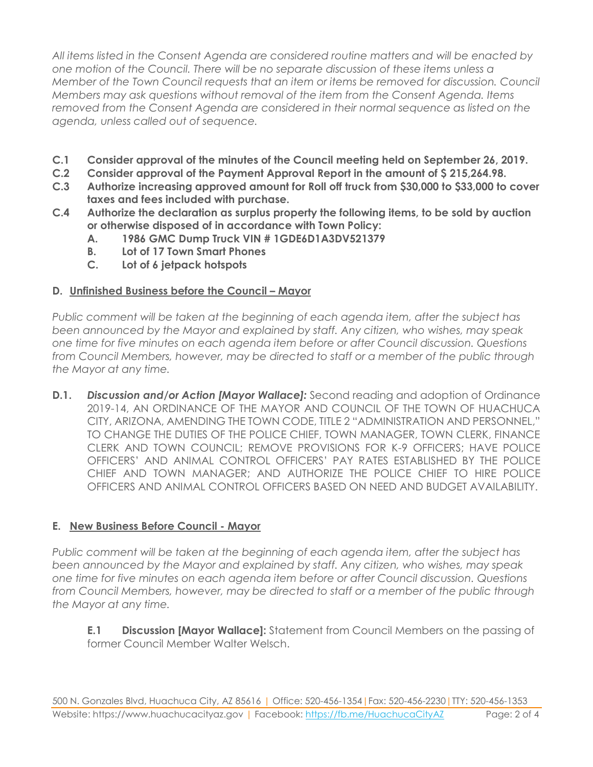*All items listed in the Consent Agenda are considered routine matters and will be enacted by one motion of the Council. There will be no separate discussion of these items unless a Member of the Town Council requests that an item or items be removed for discussion. Council Members may ask questions without removal of the item from the Consent Agenda. Items removed from the Consent Agenda are considered in their normal sequence as listed on the agenda, unless called out of sequence.*

**C.1 Consider approval of the minutes of the Council meeting held on September 26, 2019.**

**C.2 Consider approval of the Payment Approval Report in the amount of $ 215,264.98.**

**C.3 Authorize increasing approved amount for Roll off truck from $30,000 to $33,000 to cover taxes and fees included with purchase.**

**C.4 Authorize the declaration as surplus property the following items, to be sold by auction or otherwise disposed of in accordance with Town Policy:**

- **A. 1986 GMC Dump Truck VIN # 1GDE6D1A3DV521379**
- **B. Lot of 17 Town Smart Phones**
- **C. Lot of 6 jetpack hotspots**

## D. Unfinished Business before the Council – Mayor

*Public comment will be taken at the beginning of each agenda item, after the subject has been announced by the Mayor and explained by staff. Any citizen, who wishes, may speak one time for five minutes on each agenda item before or after Council discussion. Questions from Council Members, however, may be directed to staff or a member of the public through the Mayor at any time.*

**D.1.** ***Discussion and/or Action [Mayor Wallace]:*** Second reading and adoption of Ordinance 2019-14, AN ORDINANCE OF THE MAYOR AND COUNCIL OF THE TOWN OF HUACHUCA CITY, ARIZONA, AMENDING THE TOWN CODE, TITLE 2 "ADMINISTRATION AND PERSONNEL," TO CHANGE THE DUTIES OF THE POLICE CHIEF, TOWN MANAGER, TOWN CLERK, FINANCE CLERK AND TOWN COUNCIL; REMOVE PROVISIONS FOR K-9 OFFICERS; HAVE POLICE OFFICERS' AND ANIMAL CONTROL OFFICERS' PAY RATES ESTABLISHED BY THE POLICE CHIEF AND TOWN MANAGER; AND AUTHORIZE THE POLICE CHIEF TO HIRE POLICE OFFICERS AND ANIMAL CONTROL OFFICERS BASED ON NEED AND BUDGET AVAILABILITY.

## E. New Business Before Council - Mayor

*Public comment will be taken at the beginning of each agenda item, after the subject has been announced by the Mayor and explained by staff. Any citizen, who wishes, may speak one time for five minutes on each agenda item before or after Council discussion. Questions from Council Members, however, may be directed to staff or a member of the public through the Mayor at any time.*

**E.1 Discussion [Mayor Wallace]:** Statement from Council Members on the passing of former Council Member Walter Welsch.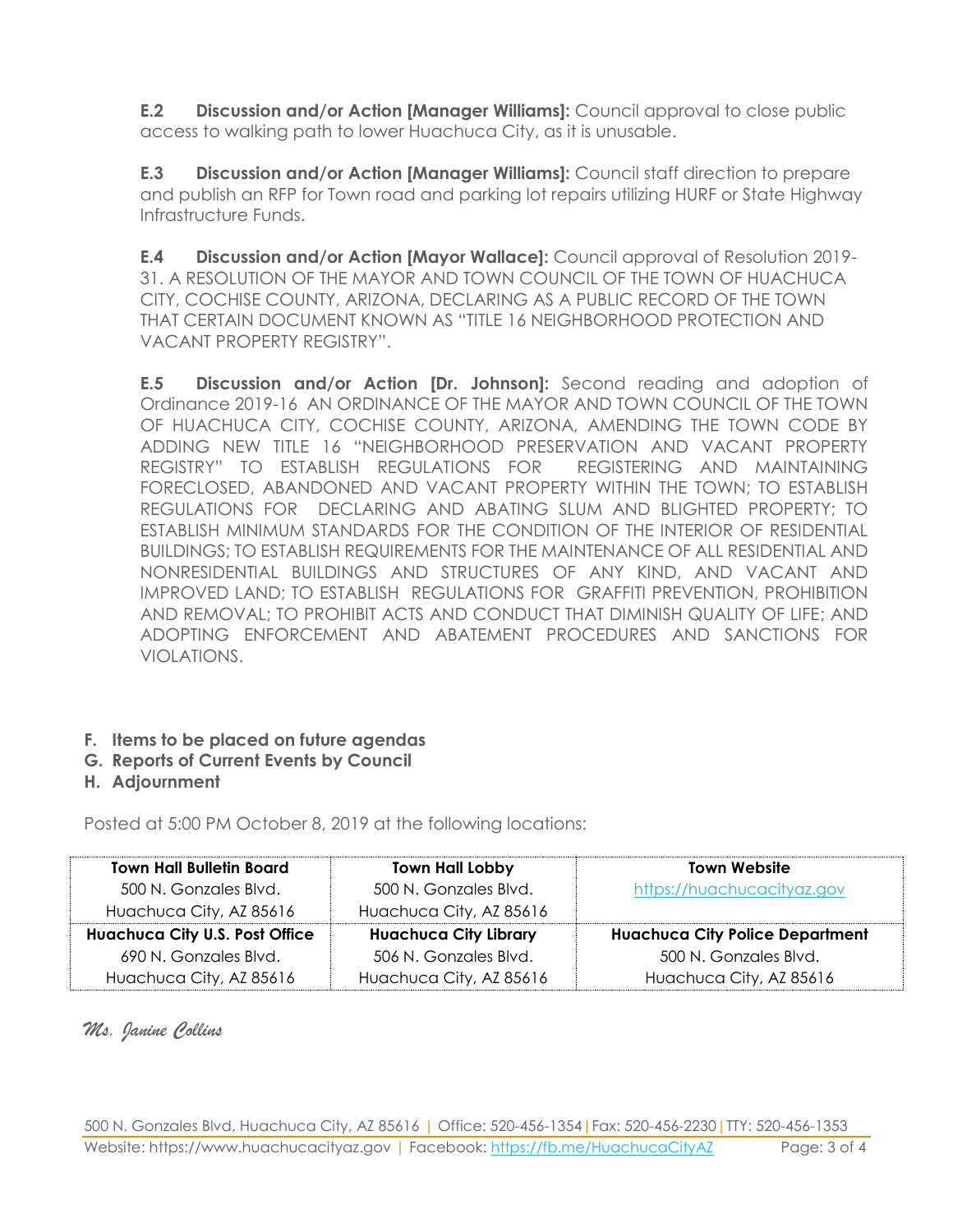**E.2 Discussion and/or Action [Manager Williams]:** Council approval to close public access to walking path to lower Huachuca City, as it is unusable.

**E.3 Discussion and/or Action [Manager Williams]:** Council staff direction to prepare and publish an RFP for Town road and parking lot repairs utilizing HURF or State Highway Infrastructure Funds.

**E.4 Discussion and/or Action [Mayor Wallace]:** Council approval of Resolution 2019-31. A RESOLUTION OF THE MAYOR AND TOWN COUNCIL OF THE TOWN OF HUACHUCA CITY, COCHISE COUNTY, ARIZONA, DECLARING AS A PUBLIC RECORD OF THE TOWN THAT CERTAIN DOCUMENT KNOWN AS "TITLE 16 NEIGHBORHOOD PROTECTION AND VACANT PROPERTY REGISTRY".

**E.5 Discussion and/or Action [Dr. Johnson]:** Second reading and adoption of Ordinance 2019-16 AN ORDINANCE OF THE MAYOR AND TOWN COUNCIL OF THE TOWN OF HUACHUCA CITY, COCHISE COUNTY, ARIZONA, AMENDING THE TOWN CODE BY ADDING NEW TITLE 16 "NEIGHBORHOOD PRESERVATION AND VACANT PROPERTY REGISTRY" TO ESTABLISH REGULATIONS FOR REGISTERING AND MAINTAINING FORECLOSED, ABANDONED AND VACANT PROPERTY WITHIN THE TOWN; TO ESTABLISH REGULATIONS FOR DECLARING AND ABATING SLUM AND BLIGHTED PROPERTY; TO ESTABLISH MINIMUM STANDARDS FOR THE CONDITION OF THE INTERIOR OF RESIDENTIAL BUILDINGS; TO ESTABLISH REQUIREMENTS FOR THE MAINTENANCE OF ALL RESIDENTIAL AND NONRESIDENTIAL BUILDINGS AND STRUCTURES OF ANY KIND, AND VACANT AND IMPROVED LAND; TO ESTABLISH REGULATIONS FOR GRAFFITI PREVENTION, PROHIBITION AND REMOVAL; TO PROHIBIT ACTS AND CONDUCT THAT DIMINISH QUALITY OF LIFE; AND ADOPTING ENFORCEMENT AND ABATEMENT PROCEDURES AND SANCTIONS FOR VIOLATIONS.

**F. Items to be placed on future agendas**

**G. Reports of Current Events by Council**

**H. Adjournment**

Posted at 5:00 PM October 8, 2019 at the following locations:

| **Town Hall Bulletin Board** | **Town Hall Lobby** | **Town Website** |
|---|---|---|
| 500 N. Gonzales Blvd.<br>Huachuca City, AZ 85616 | 500 N. Gonzales Blvd.<br>Huachuca City, AZ 85616 | https://huachucacityaz.gov |
| **Huachuca City U.S. Post Office** | **Huachuca City Library** | **Huachuca City Police Department** |
| 690 N. Gonzales Blvd.<br>Huachuca City, AZ 85616 | 506 N. Gonzales Blvd.<br>Huachuca City, AZ 85616 | 500 N. Gonzales Blvd.<br>Huachuca City, AZ 85616 |

*Ms. Janine Collins*

500 N. Gonzales Blvd, Huachuca City, AZ 85616 | Office: 520-456-1354 | Fax: 520-456-2230 | TTY: 520-456-1353
Website: https://www.huachucacityaz.gov | Facebook: https://fb.me/HuachucaCityAZ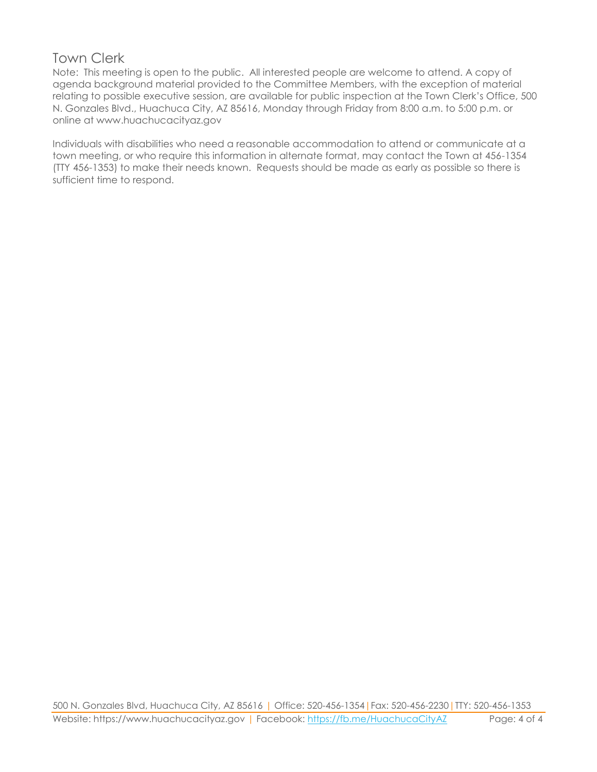## Town Clerk

Note: This meeting is open to the public. All interested people are welcome to attend. A copy of agenda background material provided to the Committee Members, with the exception of material relating to possible executive session, are available for public inspection at the Town Clerk's Office, 500 N. Gonzales Blvd., Huachuca City, AZ 85616, Monday through Friday from 8:00 a.m. to 5:00 p.m. or online at www.huachucacityaz.gov

Individuals with disabilities who need a reasonable accommodation to attend or communicate at a town meeting, or who require this information in alternate format, may contact the Town at 456-1354 (TTY 456-1353) to make their needs known. Requests should be made as early as possible so there is sufficient time to respond.